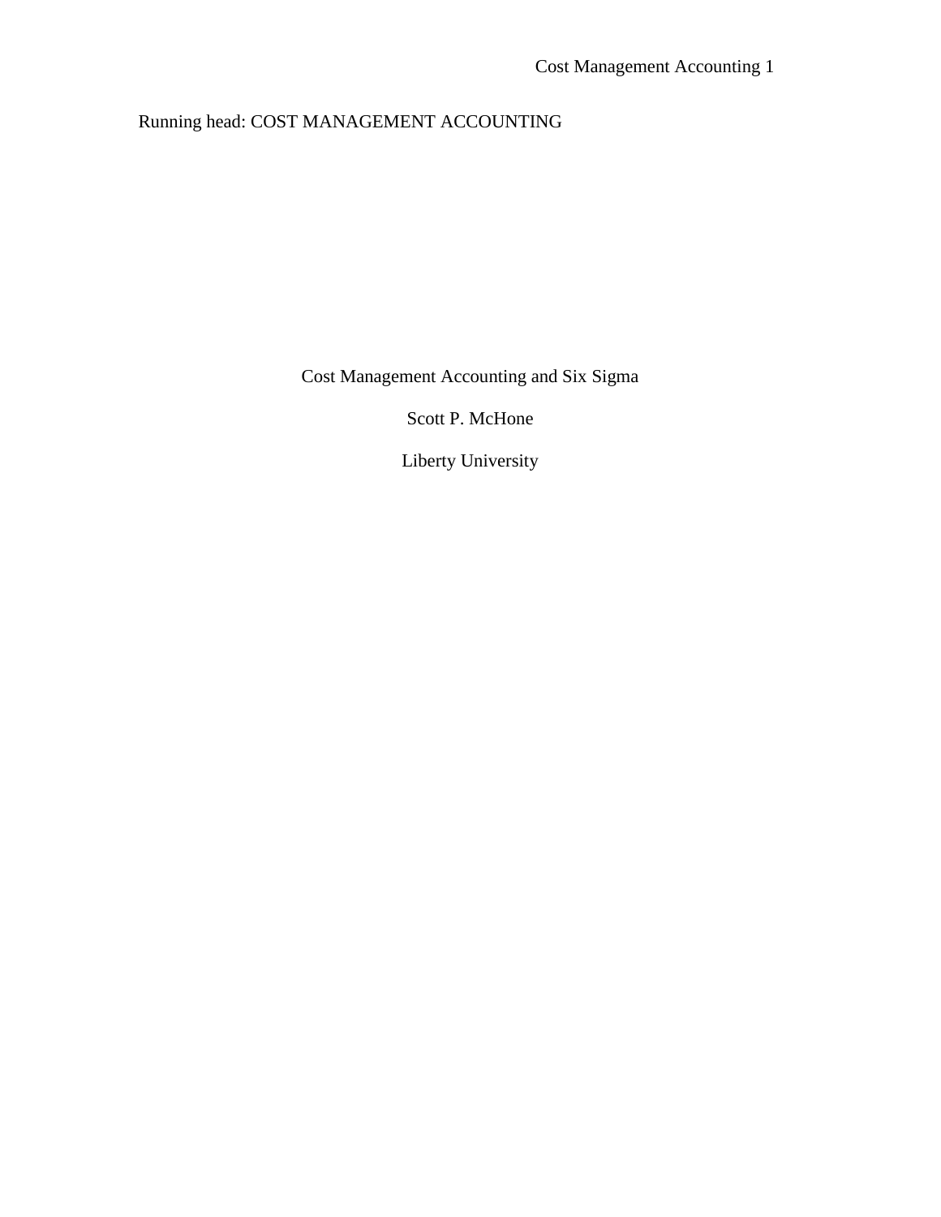Running head: COST MANAGEMENT ACCOUNTING

# Cost Management Accounting and Six Sigma

Scott P. McHone

Liberty University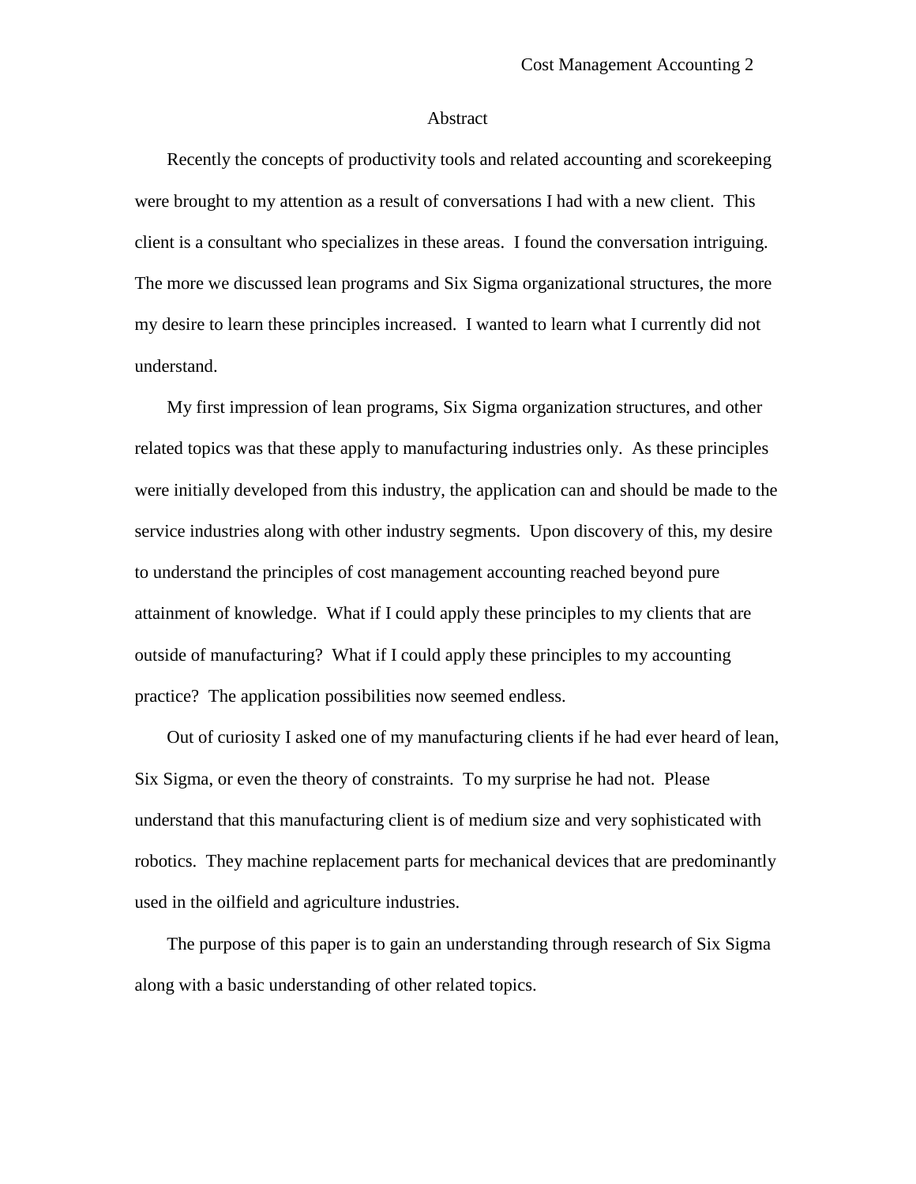# Abstract

Recently the concepts of productivity tools and related accounting and scorekeeping were brought to my attention as a result of conversations I had with a new client. This client is a consultant who specializes in these areas. I found the conversation intriguing. The more we discussed lean programs and Six Sigma organizational structures, the more my desire to learn these principles increased. I wanted to learn what I currently did not understand.

My first impression of lean programs, Six Sigma organization structures, and other related topics was that these apply to manufacturing industries only. As these principles were initially developed from this industry, the application can and should be made to the service industries along with other industry segments. Upon discovery of this, my desire to understand the principles of cost management accounting reached beyond pure attainment of knowledge. What if I could apply these principles to my clients that are outside of manufacturing? What if I could apply these principles to my accounting practice? The application possibilities now seemed endless.

Out of curiosity I asked one of my manufacturing clients if he had ever heard of lean, Six Sigma, or even the theory of constraints. To my surprise he had not. Please understand that this manufacturing client is of medium size and very sophisticated with robotics. They machine replacement parts for mechanical devices that are predominantly used in the oilfield and agriculture industries.

The purpose of this paper is to gain an understanding through research of Six Sigma along with a basic understanding of other related topics.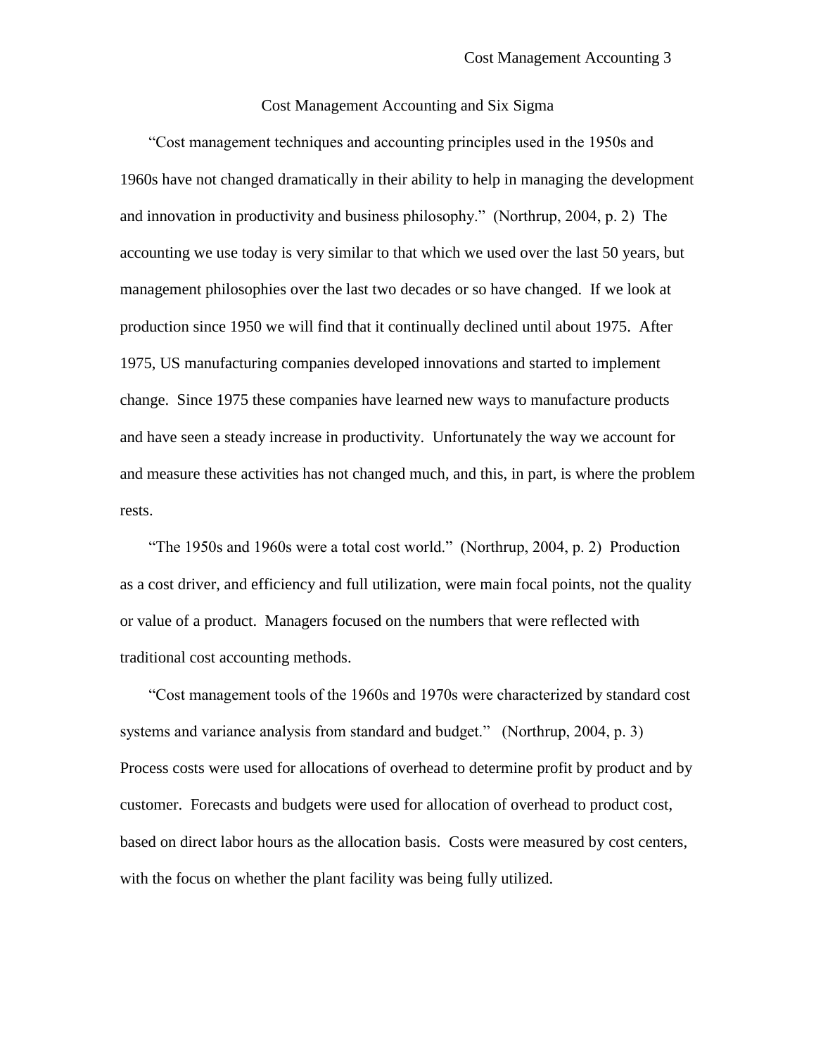# Cost Management Accounting and Six Sigma

"Cost management techniques and accounting principles used in the 1950s and 1960s have not changed dramatically in their ability to help in managing the development and innovation in productivity and business philosophy." (Northrup, 2004, p. 2) The accounting we use today is very similar to that which we used over the last 50 years, but management philosophies over the last two decades or so have changed. If we look at production since 1950 we will find that it continually declined until about 1975. After 1975, US manufacturing companies developed innovations and started to implement change. Since 1975 these companies have learned new ways to manufacture products and have seen a steady increase in productivity. Unfortunately the way we account for and measure these activities has not changed much, and this, in part, is where the problem rests.

"The 1950s and 1960s were a total cost world." (Northrup, 2004, p. 2) Production as a cost driver, and efficiency and full utilization, were main focal points, not the quality or value of a product. Managers focused on the numbers that were reflected with traditional cost accounting methods.

"Cost management tools of the 1960s and 1970s were characterized by standard cost systems and variance analysis from standard and budget." (Northrup, 2004, p. 3) Process costs were used for allocations of overhead to determine profit by product and by customer. Forecasts and budgets were used for allocation of overhead to product cost, based on direct labor hours as the allocation basis. Costs were measured by cost centers, with the focus on whether the plant facility was being fully utilized.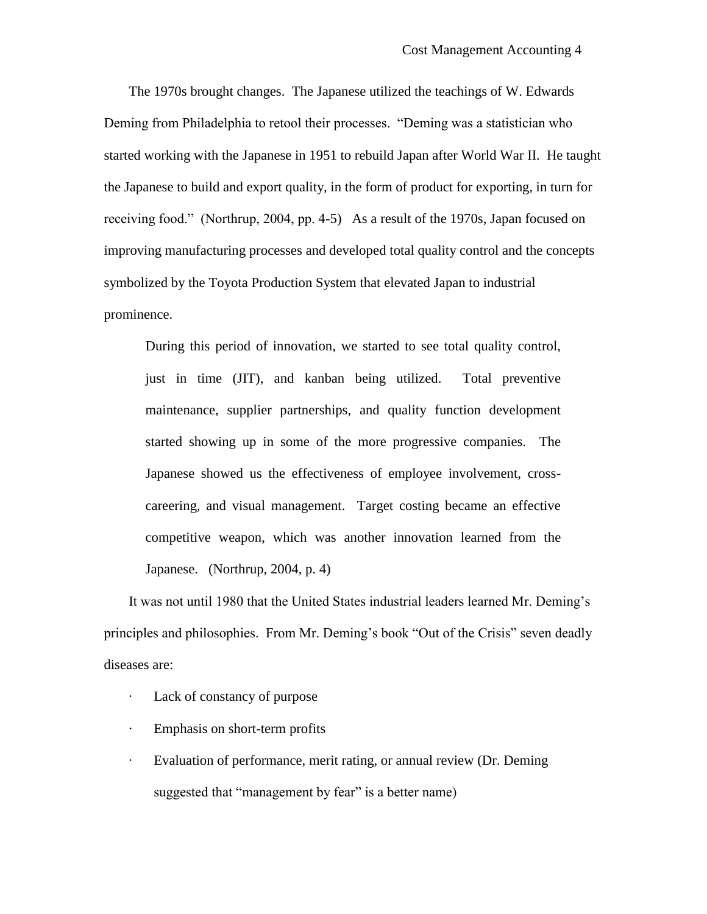The 1970s brought changes. The Japanese utilized the teachings of W. Edwards Deming from Philadelphia to retool their processes. "Deming was a statistician who started working with the Japanese in 1951 to rebuild Japan after World War II. He taught the Japanese to build and export quality, in the form of product for exporting, in turn for receiving food." (Northrup, 2004, pp. 4-5) As a result of the 1970s, Japan focused on improving manufacturing processes and developed total quality control and the concepts symbolized by the Toyota Production System that elevated Japan to industrial prominence.

> During this period of innovation, we started to see total quality control, just in time (JIT), and kanban being utilized. Total preventive maintenance, supplier partnerships, and quality function development started showing up in some of the more progressive companies. The Japanese showed us the effectiveness of employee involvement, cross-careering, and visual management. Target costing became an effective competitive weapon, which was another innovation learned from the Japanese. (Northrup, 2004, p. 4)

It was not until 1980 that the United States industrial leaders learned Mr. Deming's principles and philosophies. From Mr. Deming's book "Out of the Crisis" seven deadly diseases are:

- Lack of constancy of purpose
- Emphasis on short-term profits
- Evaluation of performance, merit rating, or annual review (Dr. Deming suggested that "management by fear" is a better name)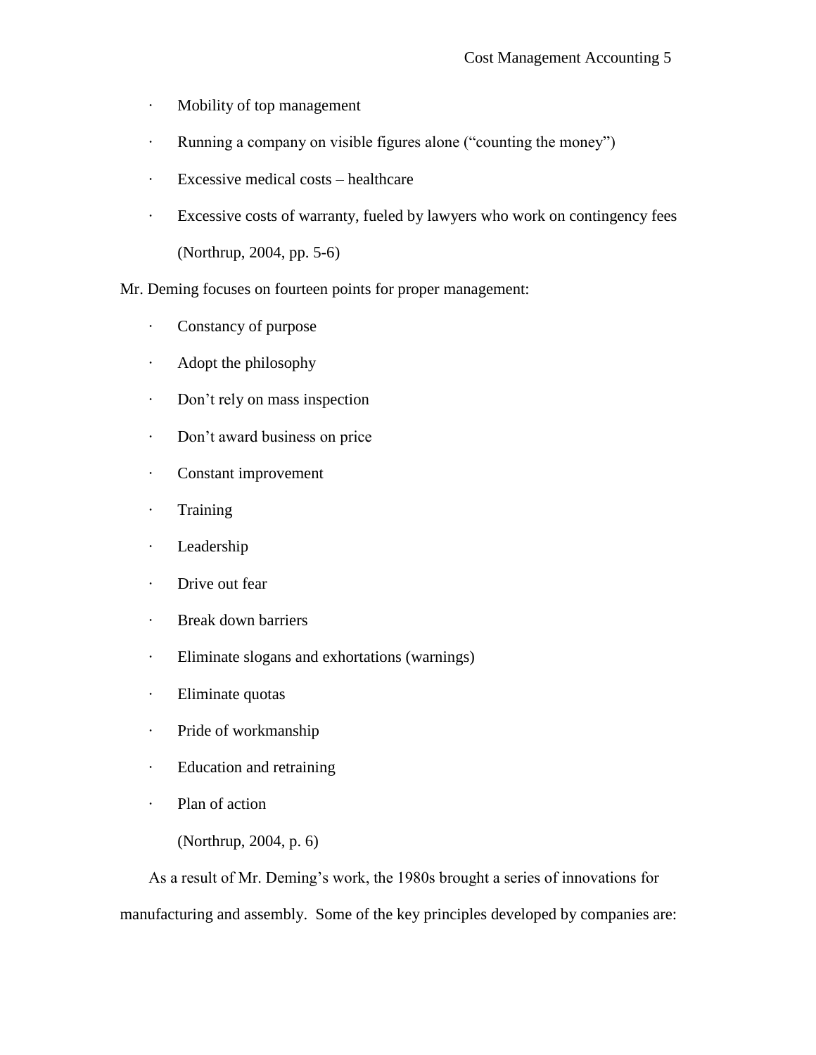- Mobility of top management
- Running a company on visible figures alone (“counting the money”)
- Excessive medical costs – healthcare
- Excessive costs of warranty, fueled by lawyers who work on contingency fees

  (Northrup, 2004, pp. 5-6)

Mr. Deming focuses on fourteen points for proper management:

- Constancy of purpose
- Adopt the philosophy
- Don’t rely on mass inspection
- Don’t award business on price
- Constant improvement
- Training
- Leadership
- Drive out fear
- Break down barriers
- Eliminate slogans and exhortations (warnings)
- Eliminate quotas
- Pride of workmanship
- Education and retraining
- Plan of action

  (Northrup, 2004, p. 6)

As a result of Mr. Deming’s work, the 1980s brought a series of innovations for manufacturing and assembly. Some of the key principles developed by companies are: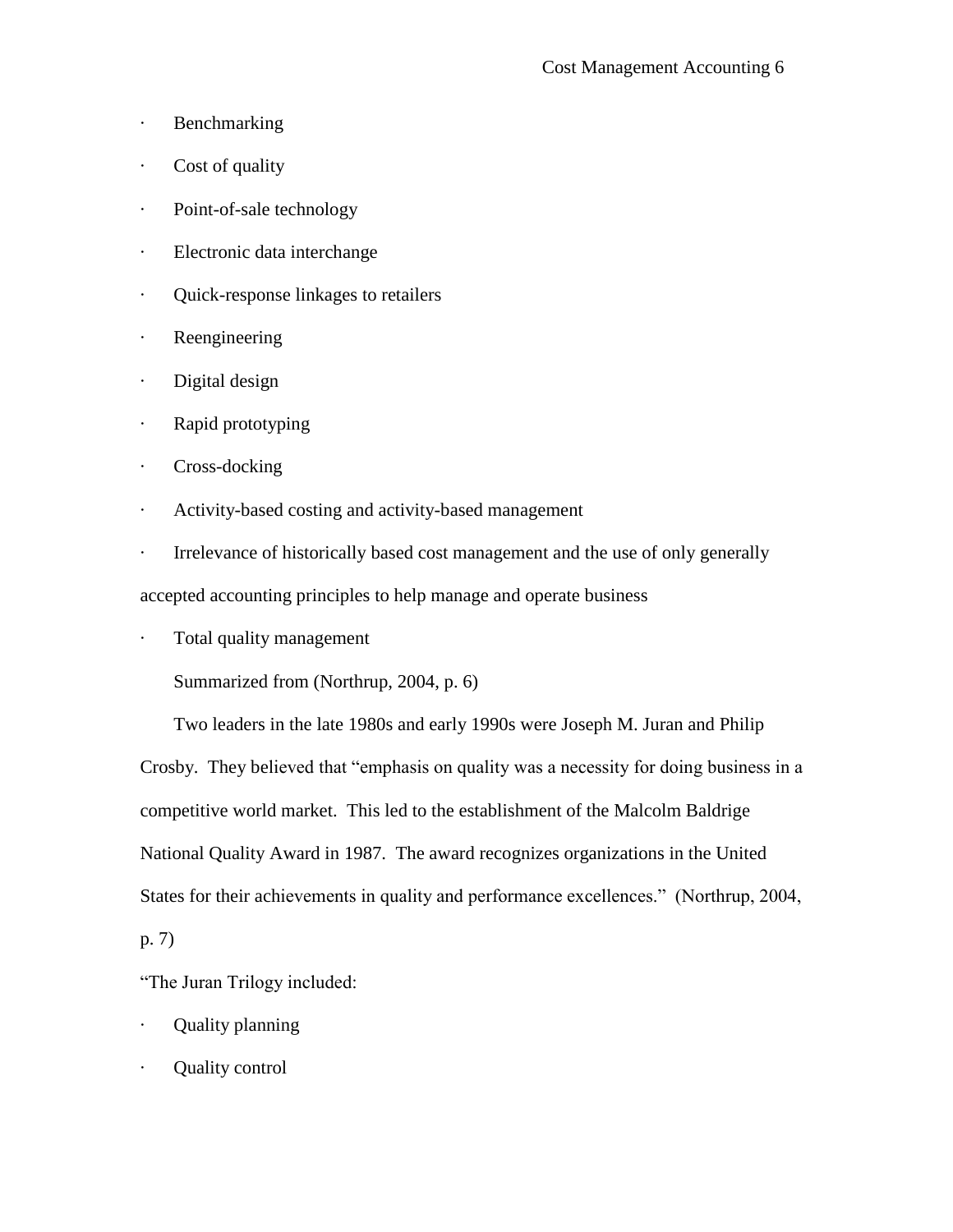- Benchmarking
- Cost of quality
- Point-of-sale technology
- Electronic data interchange
- Quick-response linkages to retailers
- Reengineering
- Digital design
- Rapid prototyping
- Cross-docking
- Activity-based costing and activity-based management
- Irrelevance of historically based cost management and the use of only generally accepted accounting principles to help manage and operate business
- Total quality management

Summarized from (Northrup, 2004, p. 6)

Two leaders in the late 1980s and early 1990s were Joseph M. Juran and Philip Crosby. They believed that "emphasis on quality was a necessity for doing business in a competitive world market. This led to the establishment of the Malcolm Baldrige National Quality Award in 1987. The award recognizes organizations in the United States for their achievements in quality and performance excellences." (Northrup, 2004, p. 7)

"The Juran Trilogy included:

- Quality planning
- Quality control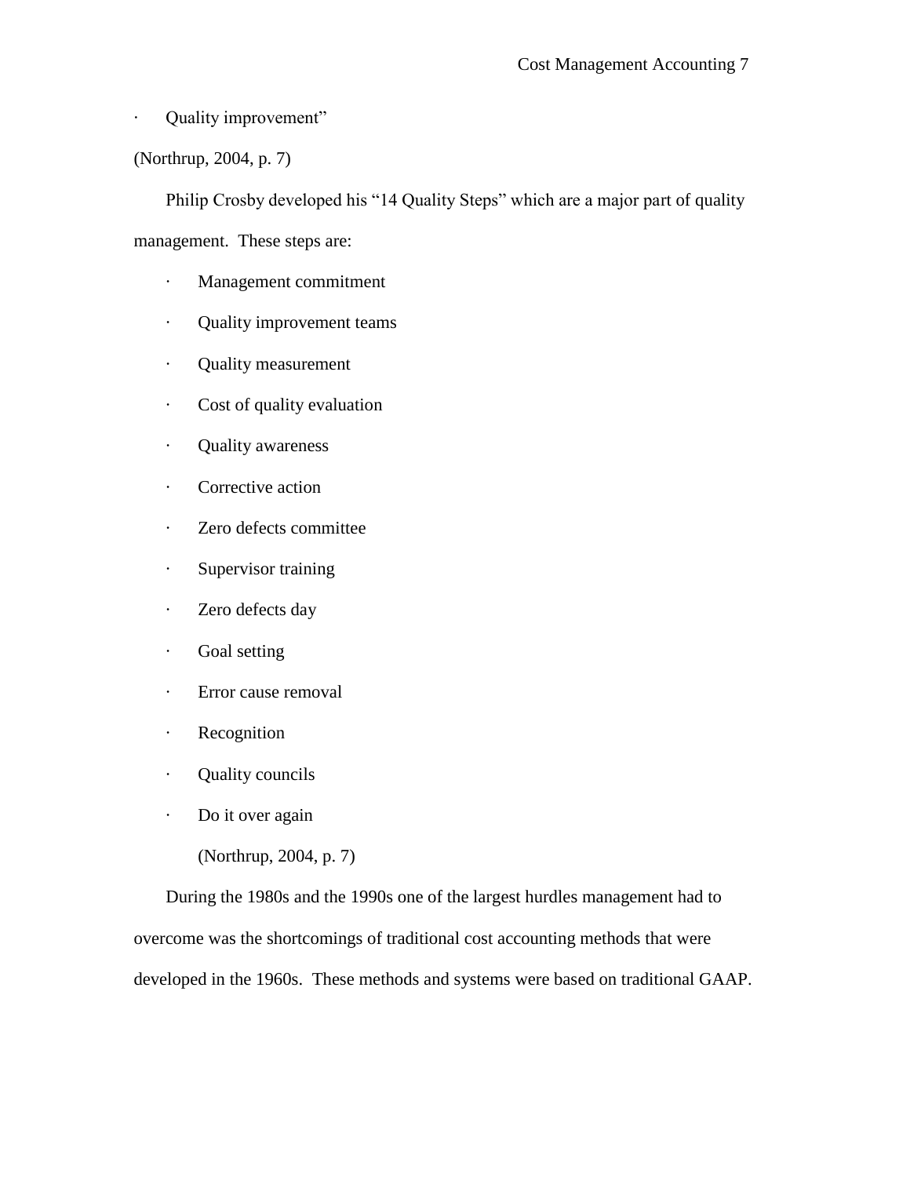- Quality improvement"

(Northrup, 2004, p. 7)

Philip Crosby developed his "14 Quality Steps" which are a major part of quality management. These steps are:

- Management commitment
- Quality improvement teams
- Quality measurement
- Cost of quality evaluation
- Quality awareness
- Corrective action
- Zero defects committee
- Supervisor training
- Zero defects day
- Goal setting
- Error cause removal
- Recognition
- Quality councils
- Do it over again

(Northrup, 2004, p. 7)

During the 1980s and the 1990s one of the largest hurdles management had to overcome was the shortcomings of traditional cost accounting methods that were developed in the 1960s. These methods and systems were based on traditional GAAP.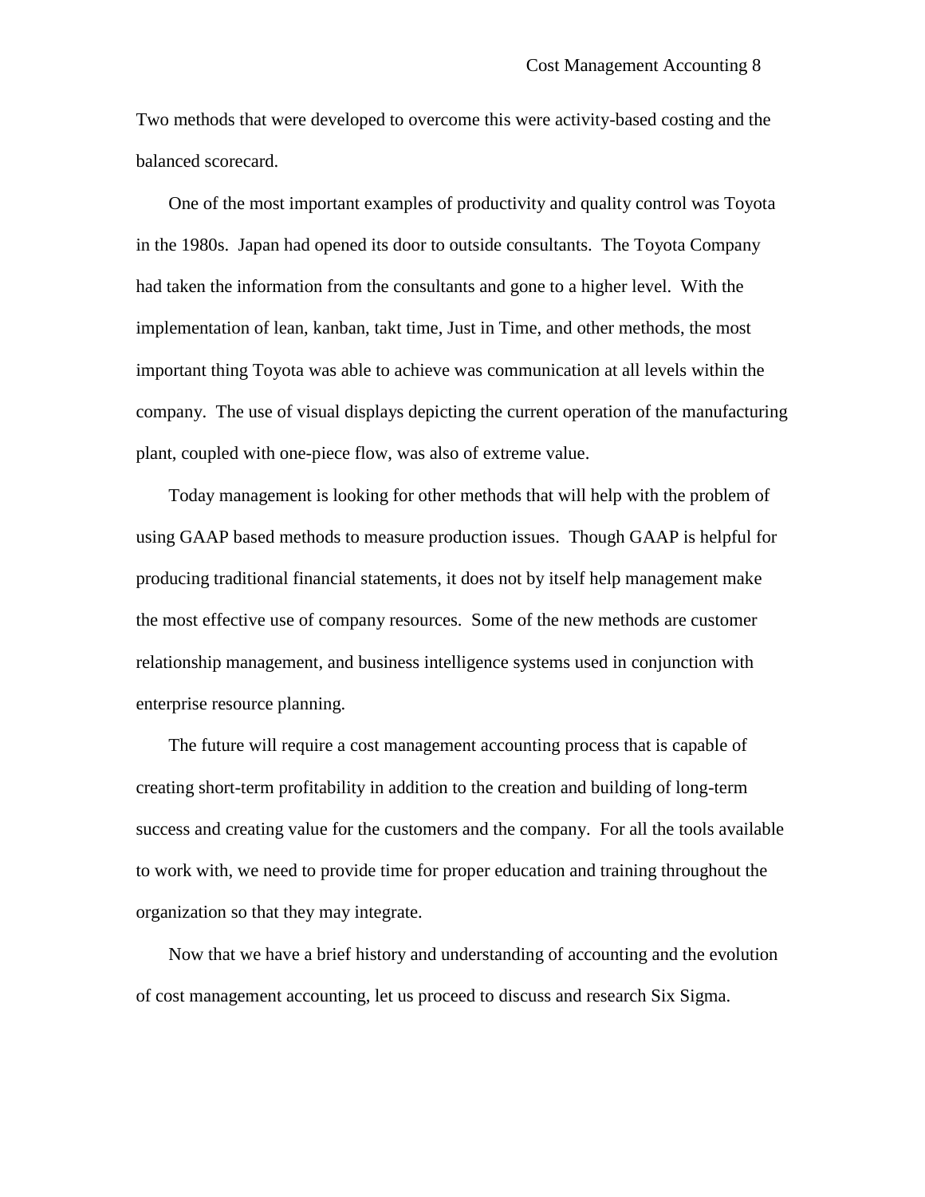Two methods that were developed to overcome this were activity-based costing and the balanced scorecard.

One of the most important examples of productivity and quality control was Toyota in the 1980s. Japan had opened its door to outside consultants. The Toyota Company had taken the information from the consultants and gone to a higher level. With the implementation of lean, kanban, takt time, Just in Time, and other methods, the most important thing Toyota was able to achieve was communication at all levels within the company. The use of visual displays depicting the current operation of the manufacturing plant, coupled with one-piece flow, was also of extreme value.

Today management is looking for other methods that will help with the problem of using GAAP based methods to measure production issues. Though GAAP is helpful for producing traditional financial statements, it does not by itself help management make the most effective use of company resources. Some of the new methods are customer relationship management, and business intelligence systems used in conjunction with enterprise resource planning.

The future will require a cost management accounting process that is capable of creating short-term profitability in addition to the creation and building of long-term success and creating value for the customers and the company. For all the tools available to work with, we need to provide time for proper education and training throughout the organization so that they may integrate.

Now that we have a brief history and understanding of accounting and the evolution of cost management accounting, let us proceed to discuss and research Six Sigma.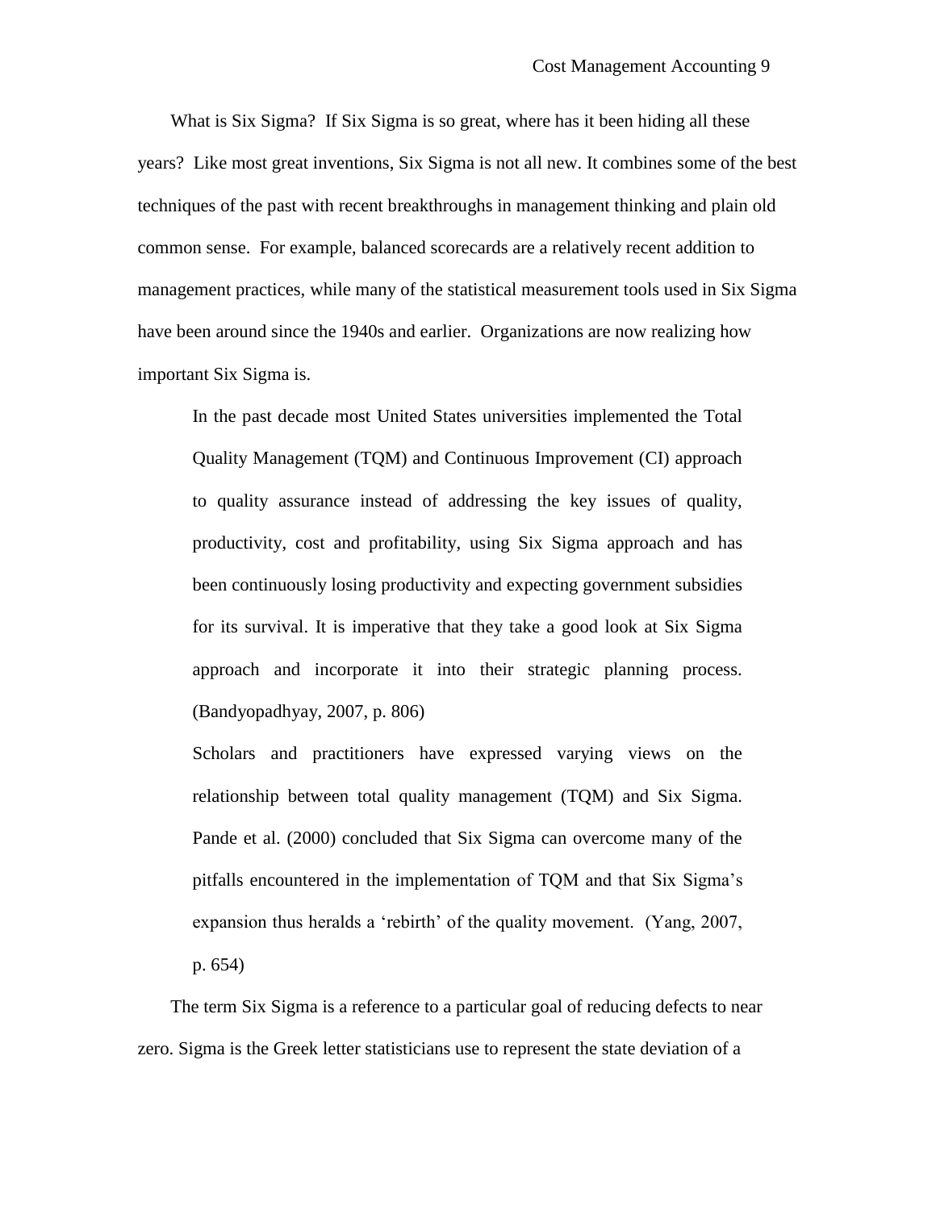What is Six Sigma? If Six Sigma is so great, where has it been hiding all these years? Like most great inventions, Six Sigma is not all new. It combines some of the best techniques of the past with recent breakthroughs in management thinking and plain old common sense. For example, balanced scorecards are a relatively recent addition to management practices, while many of the statistical measurement tools used in Six Sigma have been around since the 1940s and earlier. Organizations are now realizing how important Six Sigma is.

> In the past decade most United States universities implemented the Total Quality Management (TQM) and Continuous Improvement (CI) approach to quality assurance instead of addressing the key issues of quality, productivity, cost and profitability, using Six Sigma approach and has been continuously losing productivity and expecting government subsidies for its survival. It is imperative that they take a good look at Six Sigma approach and incorporate it into their strategic planning process. (Bandyopadhyay, 2007, p. 806)

> Scholars and practitioners have expressed varying views on the relationship between total quality management (TQM) and Six Sigma. Pande et al. (2000) concluded that Six Sigma can overcome many of the pitfalls encountered in the implementation of TQM and that Six Sigma's expansion thus heralds a 'rebirth' of the quality movement. (Yang, 2007, p. 654)

The term Six Sigma is a reference to a particular goal of reducing defects to near zero. Sigma is the Greek letter statisticians use to represent the state deviation of a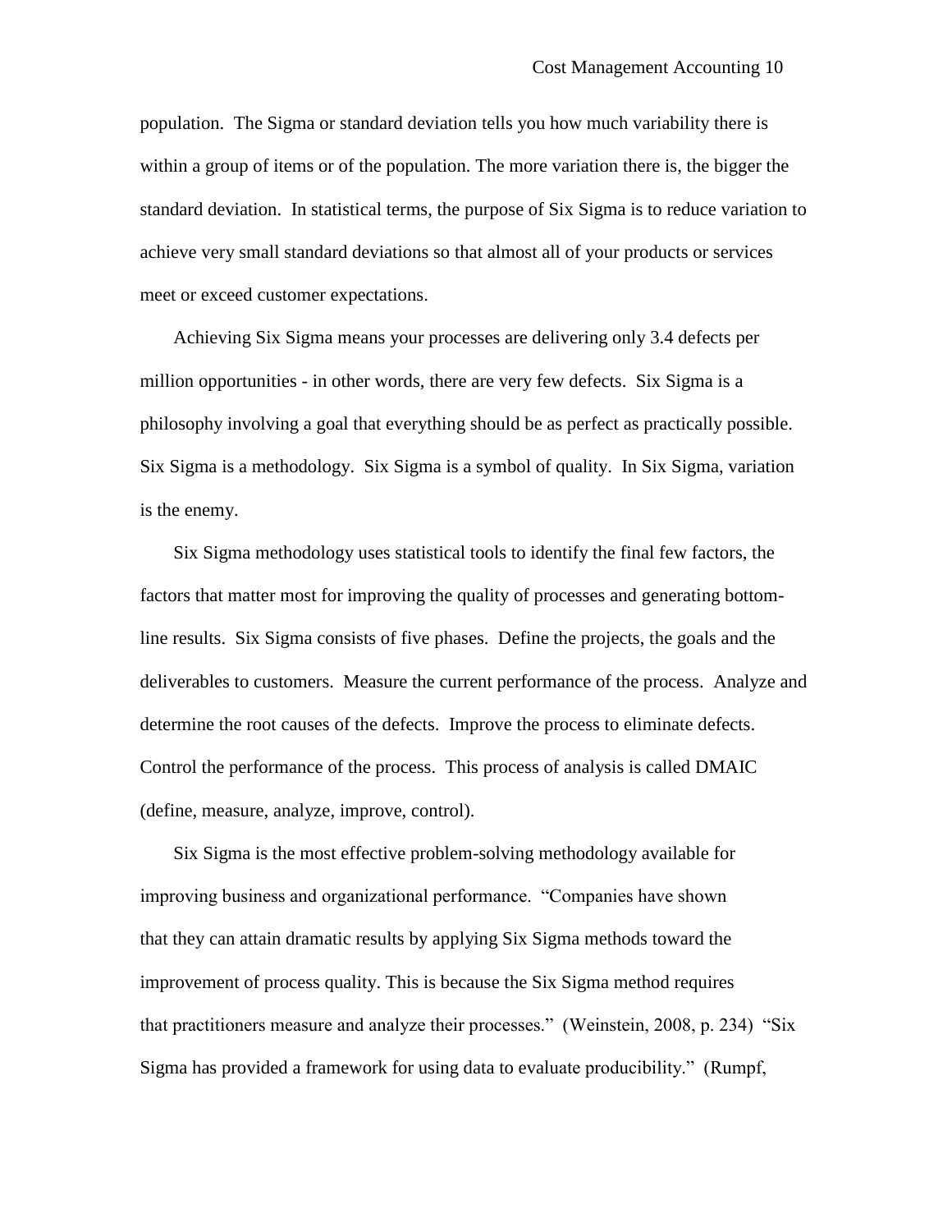population. The Sigma or standard deviation tells you how much variability there is within a group of items or of the population. The more variation there is, the bigger the standard deviation. In statistical terms, the purpose of Six Sigma is to reduce variation to achieve very small standard deviations so that almost all of your products or services meet or exceed customer expectations.

Achieving Six Sigma means your processes are delivering only 3.4 defects per million opportunities - in other words, there are very few defects. Six Sigma is a philosophy involving a goal that everything should be as perfect as practically possible. Six Sigma is a methodology. Six Sigma is a symbol of quality. In Six Sigma, variation is the enemy.

Six Sigma methodology uses statistical tools to identify the final few factors, the factors that matter most for improving the quality of processes and generating bottom-line results. Six Sigma consists of five phases. Define the projects, the goals and the deliverables to customers. Measure the current performance of the process. Analyze and determine the root causes of the defects. Improve the process to eliminate defects. Control the performance of the process. This process of analysis is called DMAIC (define, measure, analyze, improve, control).

Six Sigma is the most effective problem-solving methodology available for improving business and organizational performance. "Companies have shown that they can attain dramatic results by applying Six Sigma methods toward the improvement of process quality. This is because the Six Sigma method requires that practitioners measure and analyze their processes." (Weinstein, 2008, p. 234) "Six Sigma has provided a framework for using data to evaluate producibility." (Rumpf,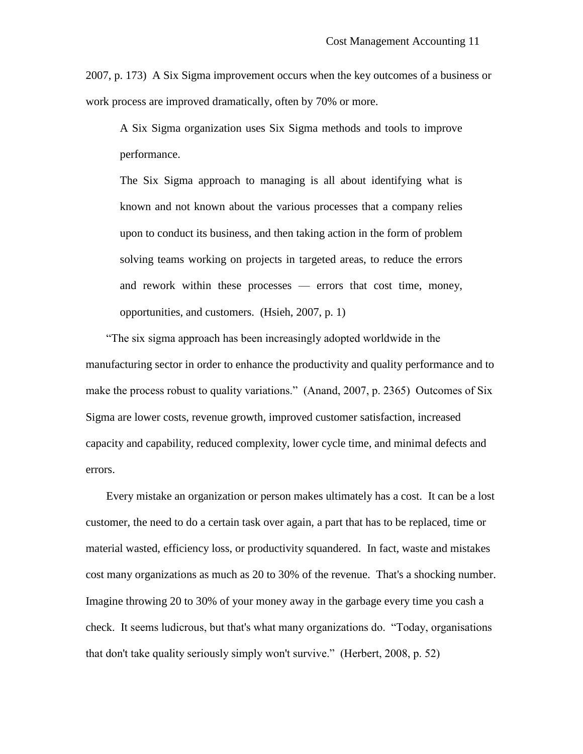2007, p. 173) A Six Sigma improvement occurs when the key outcomes of a business or work process are improved dramatically, often by 70% or more.

> A Six Sigma organization uses Six Sigma methods and tools to improve performance.
>
> The Six Sigma approach to managing is all about identifying what is known and not known about the various processes that a company relies upon to conduct its business, and then taking action in the form of problem solving teams working on projects in targeted areas, to reduce the errors and rework within these processes — errors that cost time, money, opportunities, and customers. (Hsieh, 2007, p. 1)

"The six sigma approach has been increasingly adopted worldwide in the manufacturing sector in order to enhance the productivity and quality performance and to make the process robust to quality variations." (Anand, 2007, p. 2365) Outcomes of Six Sigma are lower costs, revenue growth, improved customer satisfaction, increased capacity and capability, reduced complexity, lower cycle time, and minimal defects and errors.

Every mistake an organization or person makes ultimately has a cost. It can be a lost customer, the need to do a certain task over again, a part that has to be replaced, time or material wasted, efficiency loss, or productivity squandered. In fact, waste and mistakes cost many organizations as much as 20 to 30% of the revenue. That's a shocking number. Imagine throwing 20 to 30% of your money away in the garbage every time you cash a check. It seems ludicrous, but that's what many organizations do. "Today, organisations that don't take quality seriously simply won't survive." (Herbert, 2008, p. 52)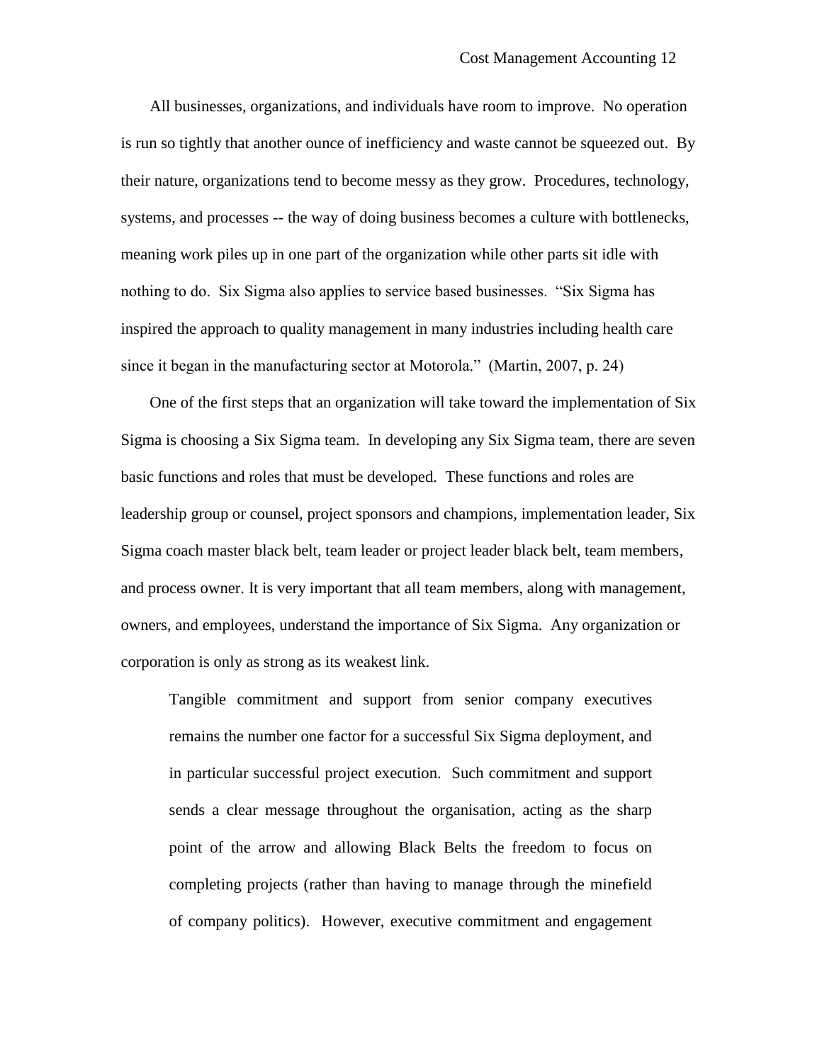All businesses, organizations, and individuals have room to improve. No operation is run so tightly that another ounce of inefficiency and waste cannot be squeezed out. By their nature, organizations tend to become messy as they grow. Procedures, technology, systems, and processes -- the way of doing business becomes a culture with bottlenecks, meaning work piles up in one part of the organization while other parts sit idle with nothing to do. Six Sigma also applies to service based businesses. “Six Sigma has inspired the approach to quality management in many industries including health care since it began in the manufacturing sector at Motorola.” (Martin, 2007, p. 24)

One of the first steps that an organization will take toward the implementation of Six Sigma is choosing a Six Sigma team. In developing any Six Sigma team, there are seven basic functions and roles that must be developed. These functions and roles are leadership group or counsel, project sponsors and champions, implementation leader, Six Sigma coach master black belt, team leader or project leader black belt, team members, and process owner. It is very important that all team members, along with management, owners, and employees, understand the importance of Six Sigma. Any organization or corporation is only as strong as its weakest link.

> Tangible commitment and support from senior company executives remains the number one factor for a successful Six Sigma deployment, and in particular successful project execution. Such commitment and support sends a clear message throughout the organisation, acting as the sharp point of the arrow and allowing Black Belts the freedom to focus on completing projects (rather than having to manage through the minefield of company politics). However, executive commitment and engagement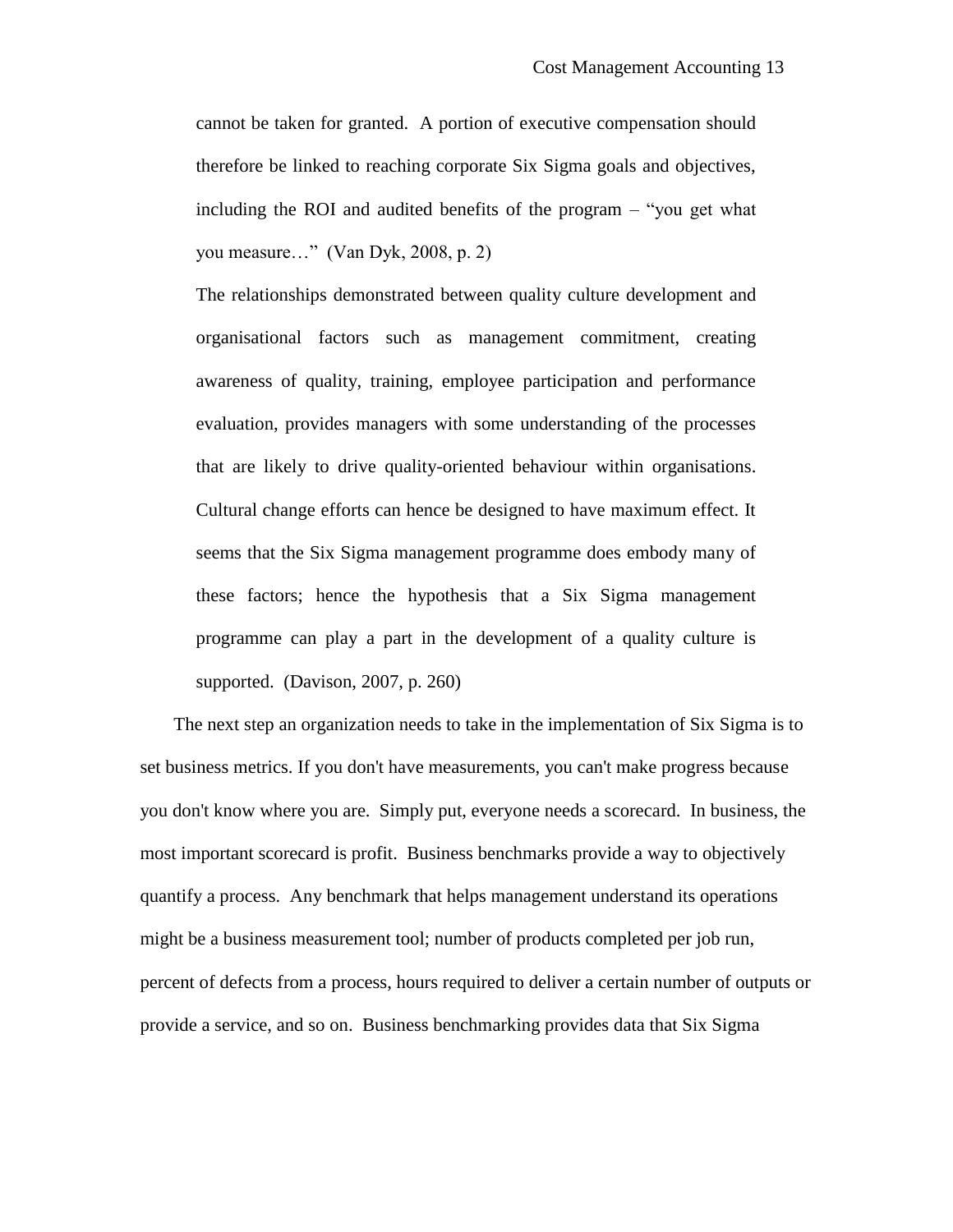> cannot be taken for granted. A portion of executive compensation should therefore be linked to reaching corporate Six Sigma goals and objectives, including the ROI and audited benefits of the program – "you get what you measure…" (Van Dyk, 2008, p. 2)

> The relationships demonstrated between quality culture development and organisational factors such as management commitment, creating awareness of quality, training, employee participation and performance evaluation, provides managers with some understanding of the processes that are likely to drive quality-oriented behaviour within organisations. Cultural change efforts can hence be designed to have maximum effect. It seems that the Six Sigma management programme does embody many of these factors; hence the hypothesis that a Six Sigma management programme can play a part in the development of a quality culture is supported. (Davison, 2007, p. 260)

The next step an organization needs to take in the implementation of Six Sigma is to set business metrics. If you don't have measurements, you can't make progress because you don't know where you are. Simply put, everyone needs a scorecard. In business, the most important scorecard is profit. Business benchmarks provide a way to objectively quantify a process. Any benchmark that helps management understand its operations might be a business measurement tool; number of products completed per job run, percent of defects from a process, hours required to deliver a certain number of outputs or provide a service, and so on. Business benchmarking provides data that Six Sigma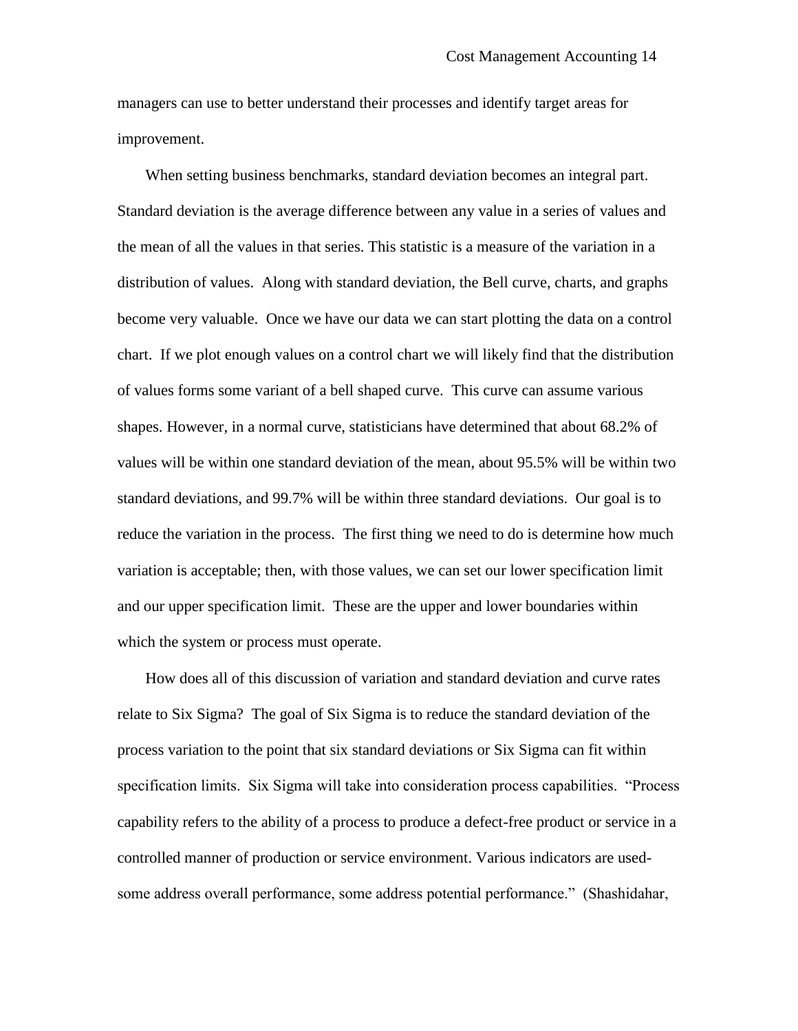managers can use to better understand their processes and identify target areas for improvement.

When setting business benchmarks, standard deviation becomes an integral part. Standard deviation is the average difference between any value in a series of values and the mean of all the values in that series. This statistic is a measure of the variation in a distribution of values. Along with standard deviation, the Bell curve, charts, and graphs become very valuable. Once we have our data we can start plotting the data on a control chart. If we plot enough values on a control chart we will likely find that the distribution of values forms some variant of a bell shaped curve. This curve can assume various shapes. However, in a normal curve, statisticians have determined that about 68.2% of values will be within one standard deviation of the mean, about 95.5% will be within two standard deviations, and 99.7% will be within three standard deviations. Our goal is to reduce the variation in the process. The first thing we need to do is determine how much variation is acceptable; then, with those values, we can set our lower specification limit and our upper specification limit. These are the upper and lower boundaries within which the system or process must operate.

How does all of this discussion of variation and standard deviation and curve rates relate to Six Sigma? The goal of Six Sigma is to reduce the standard deviation of the process variation to the point that six standard deviations or Six Sigma can fit within specification limits. Six Sigma will take into consideration process capabilities. "Process capability refers to the ability of a process to produce a defect-free product or service in a controlled manner of production or service environment. Various indicators are used-some address overall performance, some address potential performance." (Shashidahar,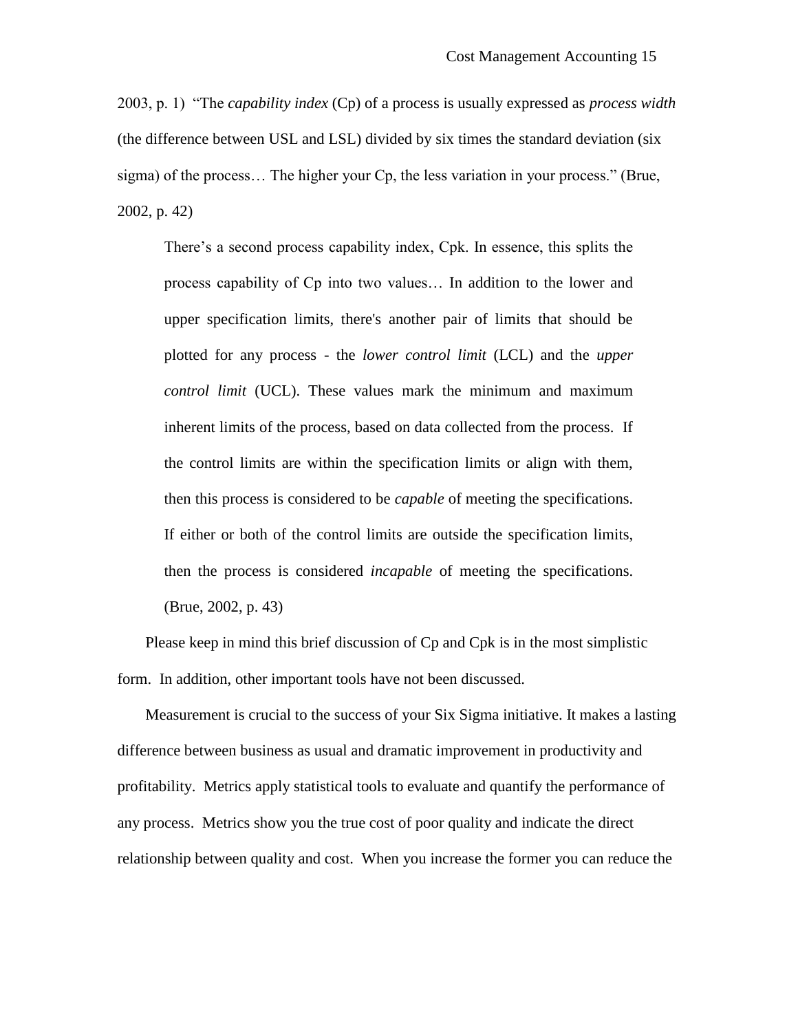2003, p. 1) "The *capability index* (Cp) of a process is usually expressed as *process width* (the difference between USL and LSL) divided by six times the standard deviation (six sigma) of the process… The higher your Cp, the less variation in your process." (Brue, 2002, p. 42)

> There's a second process capability index, Cpk. In essence, this splits the process capability of Cp into two values… In addition to the lower and upper specification limits, there's another pair of limits that should be plotted for any process - the *lower control limit* (LCL) and the *upper control limit* (UCL). These values mark the minimum and maximum inherent limits of the process, based on data collected from the process. If the control limits are within the specification limits or align with them, then this process is considered to be *capable* of meeting the specifications. If either or both of the control limits are outside the specification limits, then the process is considered *incapable* of meeting the specifications. (Brue, 2002, p. 43)

Please keep in mind this brief discussion of Cp and Cpk is in the most simplistic form. In addition, other important tools have not been discussed.

Measurement is crucial to the success of your Six Sigma initiative. It makes a lasting difference between business as usual and dramatic improvement in productivity and profitability. Metrics apply statistical tools to evaluate and quantify the performance of any process. Metrics show you the true cost of poor quality and indicate the direct relationship between quality and cost. When you increase the former you can reduce the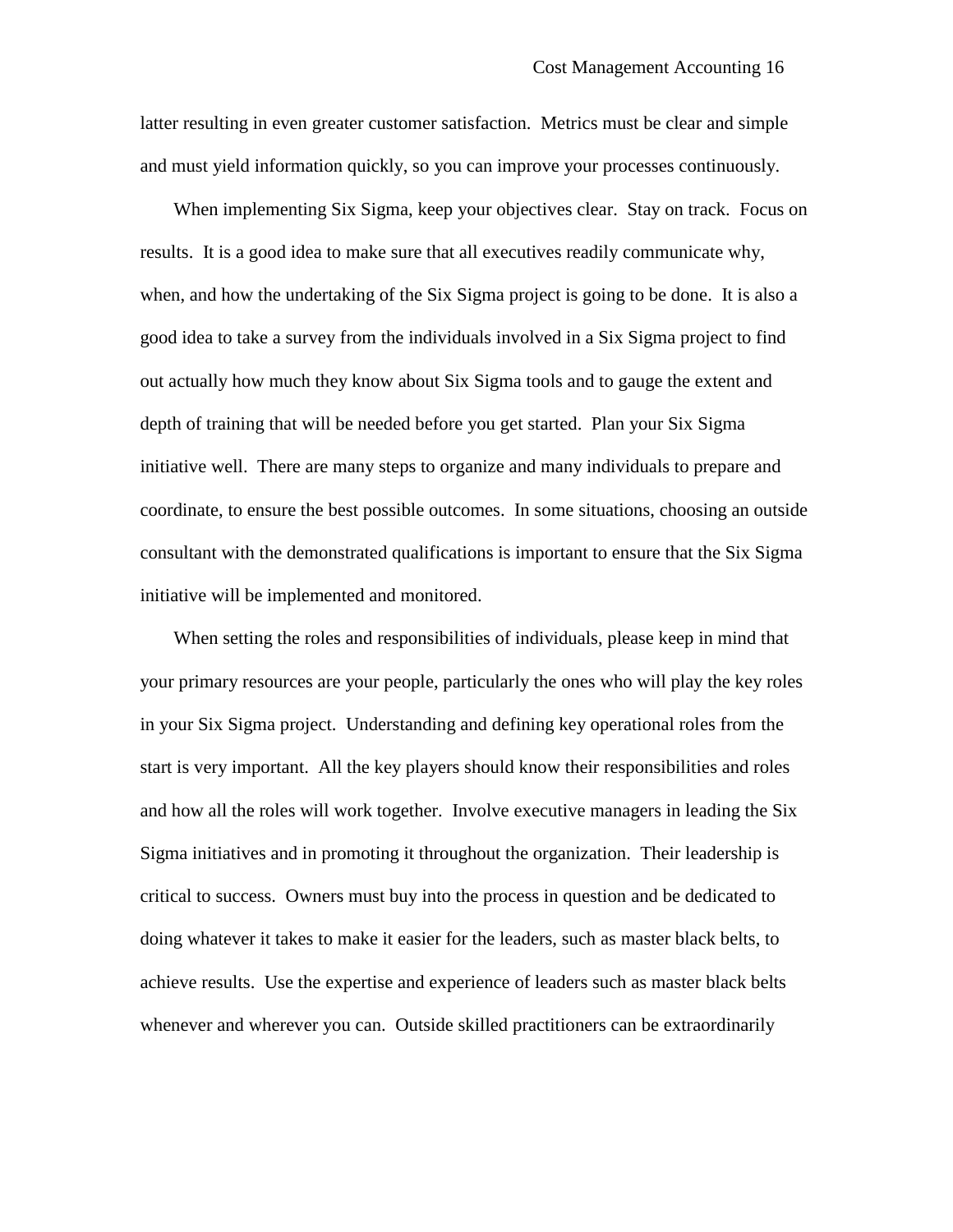latter resulting in even greater customer satisfaction. Metrics must be clear and simple and must yield information quickly, so you can improve your processes continuously.

When implementing Six Sigma, keep your objectives clear. Stay on track. Focus on results. It is a good idea to make sure that all executives readily communicate why, when, and how the undertaking of the Six Sigma project is going to be done. It is also a good idea to take a survey from the individuals involved in a Six Sigma project to find out actually how much they know about Six Sigma tools and to gauge the extent and depth of training that will be needed before you get started. Plan your Six Sigma initiative well. There are many steps to organize and many individuals to prepare and coordinate, to ensure the best possible outcomes. In some situations, choosing an outside consultant with the demonstrated qualifications is important to ensure that the Six Sigma initiative will be implemented and monitored.

When setting the roles and responsibilities of individuals, please keep in mind that your primary resources are your people, particularly the ones who will play the key roles in your Six Sigma project. Understanding and defining key operational roles from the start is very important. All the key players should know their responsibilities and roles and how all the roles will work together. Involve executive managers in leading the Six Sigma initiatives and in promoting it throughout the organization. Their leadership is critical to success. Owners must buy into the process in question and be dedicated to doing whatever it takes to make it easier for the leaders, such as master black belts, to achieve results. Use the expertise and experience of leaders such as master black belts whenever and wherever you can. Outside skilled practitioners can be extraordinarily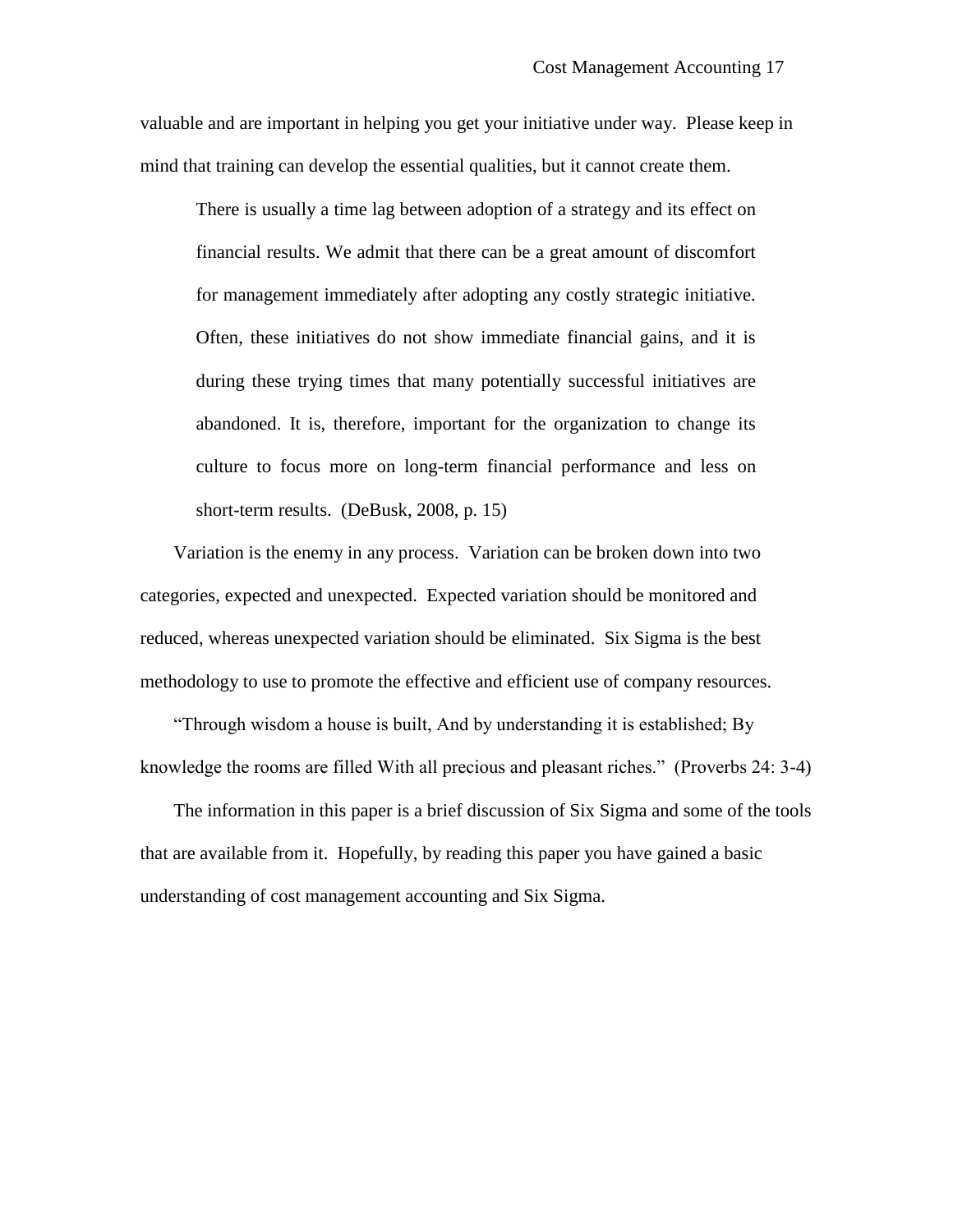valuable and are important in helping you get your initiative under way. Please keep in mind that training can develop the essential qualities, but it cannot create them.

> There is usually a time lag between adoption of a strategy and its effect on financial results. We admit that there can be a great amount of discomfort for management immediately after adopting any costly strategic initiative. Often, these initiatives do not show immediate financial gains, and it is during these trying times that many potentially successful initiatives are abandoned. It is, therefore, important for the organization to change its culture to focus more on long-term financial performance and less on short-term results. (DeBusk, 2008, p. 15)

Variation is the enemy in any process. Variation can be broken down into two categories, expected and unexpected. Expected variation should be monitored and reduced, whereas unexpected variation should be eliminated. Six Sigma is the best methodology to use to promote the effective and efficient use of company resources.

"Through wisdom a house is built, And by understanding it is established; By knowledge the rooms are filled With all precious and pleasant riches." (Proverbs 24: 3-4)

The information in this paper is a brief discussion of Six Sigma and some of the tools that are available from it. Hopefully, by reading this paper you have gained a basic understanding of cost management accounting and Six Sigma.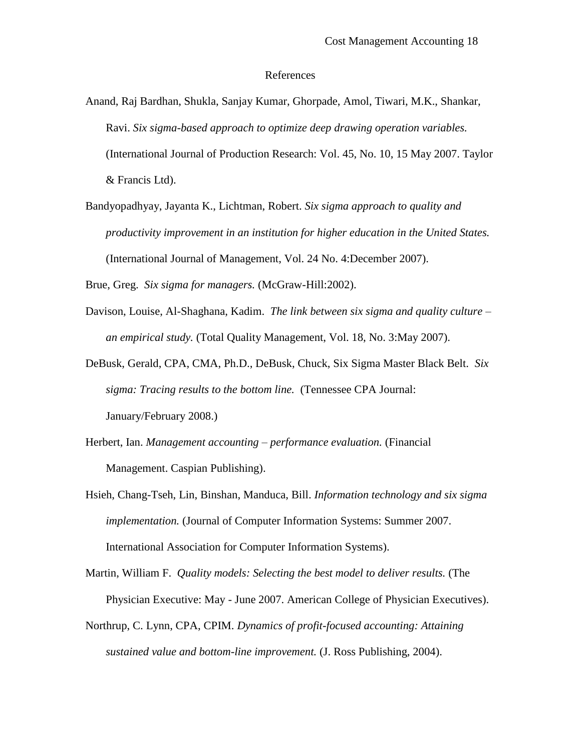# References

Anand, Raj Bardhan, Shukla, Sanjay Kumar, Ghorpade, Amol, Tiwari, M.K., Shankar, Ravi. *Six sigma-based approach to optimize deep drawing operation variables.* (International Journal of Production Research: Vol. 45, No. 10, 15 May 2007. Taylor & Francis Ltd).

Bandyopadhyay, Jayanta K., Lichtman, Robert. *Six sigma approach to quality and productivity improvement in an institution for higher education in the United States.* (International Journal of Management, Vol. 24 No. 4:December 2007).

Brue, Greg. *Six sigma for managers.* (McGraw-Hill:2002).

Davison, Louise, Al-Shaghana, Kadim. *The link between six sigma and quality culture – an empirical study.* (Total Quality Management, Vol. 18, No. 3:May 2007).

DeBusk, Gerald, CPA, CMA, Ph.D., DeBusk, Chuck, Six Sigma Master Black Belt. *Six sigma: Tracing results to the bottom line.* (Tennessee CPA Journal: January/February 2008.)

Herbert, Ian. *Management accounting – performance evaluation.* (Financial Management. Caspian Publishing).

Hsieh, Chang-Tseh, Lin, Binshan, Manduca, Bill. *Information technology and six sigma implementation.* (Journal of Computer Information Systems: Summer 2007. International Association for Computer Information Systems).

Martin, William F. *Quality models: Selecting the best model to deliver results.* (The Physician Executive: May - June 2007. American College of Physician Executives).

Northrup, C. Lynn, CPA, CPIM. *Dynamics of profit-focused accounting: Attaining sustained value and bottom-line improvement.* (J. Ross Publishing, 2004).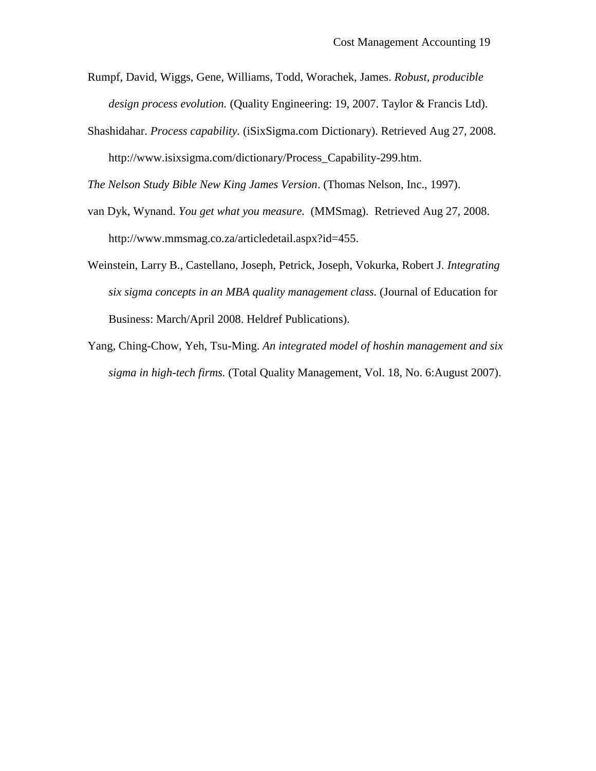Rumpf, David, Wiggs, Gene, Williams, Todd, Worachek, James. *Robust, producible design process evolution.* (Quality Engineering: 19, 2007. Taylor & Francis Ltd).

Shashidahar. *Process capability.* (iSixSigma.com Dictionary). Retrieved Aug 27, 2008. http://www.isixsigma.com/dictionary/Process_Capability-299.htm.

*The Nelson Study Bible New King James Version*. (Thomas Nelson, Inc., 1997).

van Dyk, Wynand. *You get what you measure.* (MMSmag). Retrieved Aug 27, 2008. http://www.mmsmag.co.za/articledetail.aspx?id=455.

Weinstein, Larry B., Castellano, Joseph, Petrick, Joseph, Vokurka, Robert J. *Integrating six sigma concepts in an MBA quality management class.* (Journal of Education for Business: March/April 2008. Heldref Publications).

Yang, Ching-Chow, Yeh, Tsu-Ming. *An integrated model of hoshin management and six sigma in high-tech firms.* (Total Quality Management, Vol. 18, No. 6:August 2007).